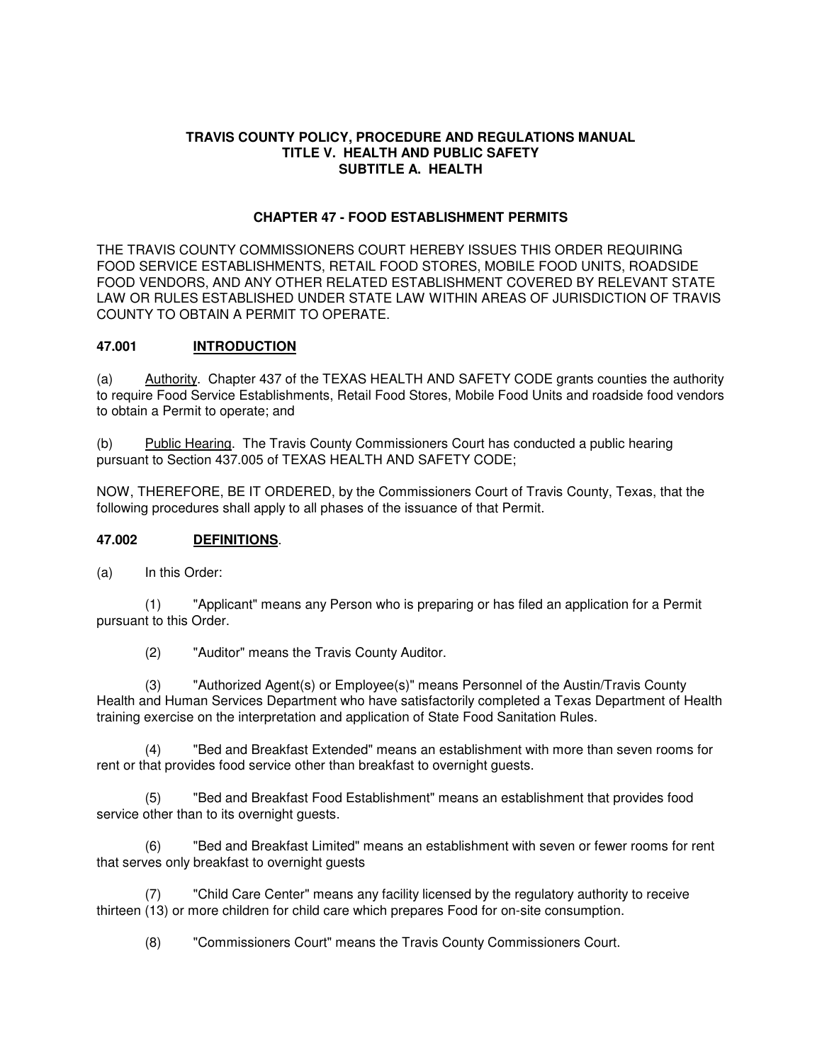# TRAVIS COUNTY POLICY, PROCEDURE AND REGULATIONS MANUAL
# TITLE V. HEALTH AND PUBLIC SAFETY
# SUBTITLE A. HEALTH

## CHAPTER 47 - FOOD ESTABLISHMENT PERMITS

THE TRAVIS COUNTY COMMISSIONERS COURT HEREBY ISSUES THIS ORDER REQUIRING FOOD SERVICE ESTABLISHMENTS, RETAIL FOOD STORES, MOBILE FOOD UNITS, ROADSIDE FOOD VENDORS, AND ANY OTHER RELATED ESTABLISHMENT COVERED BY RELEVANT STATE LAW OR RULES ESTABLISHED UNDER STATE LAW WITHIN AREAS OF JURISDICTION OF TRAVIS COUNTY TO OBTAIN A PERMIT TO OPERATE.

### 47.001 INTRODUCTION

(a) Authority. Chapter 437 of the TEXAS HEALTH AND SAFETY CODE grants counties the authority to require Food Service Establishments, Retail Food Stores, Mobile Food Units and roadside food vendors to obtain a Permit to operate; and

(b) Public Hearing. The Travis County Commissioners Court has conducted a public hearing pursuant to Section 437.005 of TEXAS HEALTH AND SAFETY CODE;

NOW, THEREFORE, BE IT ORDERED, by the Commissioners Court of Travis County, Texas, that the following procedures shall apply to all phases of the issuance of that Permit.

### 47.002 DEFINITIONS.

(a) In this Order:

(1) "Applicant" means any Person who is preparing or has filed an application for a Permit pursuant to this Order.

(2) "Auditor" means the Travis County Auditor.

(3) "Authorized Agent(s) or Employee(s)" means Personnel of the Austin/Travis County Health and Human Services Department who have satisfactorily completed a Texas Department of Health training exercise on the interpretation and application of State Food Sanitation Rules.

(4) "Bed and Breakfast Extended" means an establishment with more than seven rooms for rent or that provides food service other than breakfast to overnight guests.

(5) "Bed and Breakfast Food Establishment" means an establishment that provides food service other than to its overnight guests.

(6) "Bed and Breakfast Limited" means an establishment with seven or fewer rooms for rent that serves only breakfast to overnight guests

(7) "Child Care Center" means any facility licensed by the regulatory authority to receive thirteen (13) or more children for child care which prepares Food for on-site consumption.

(8) "Commissioners Court" means the Travis County Commissioners Court.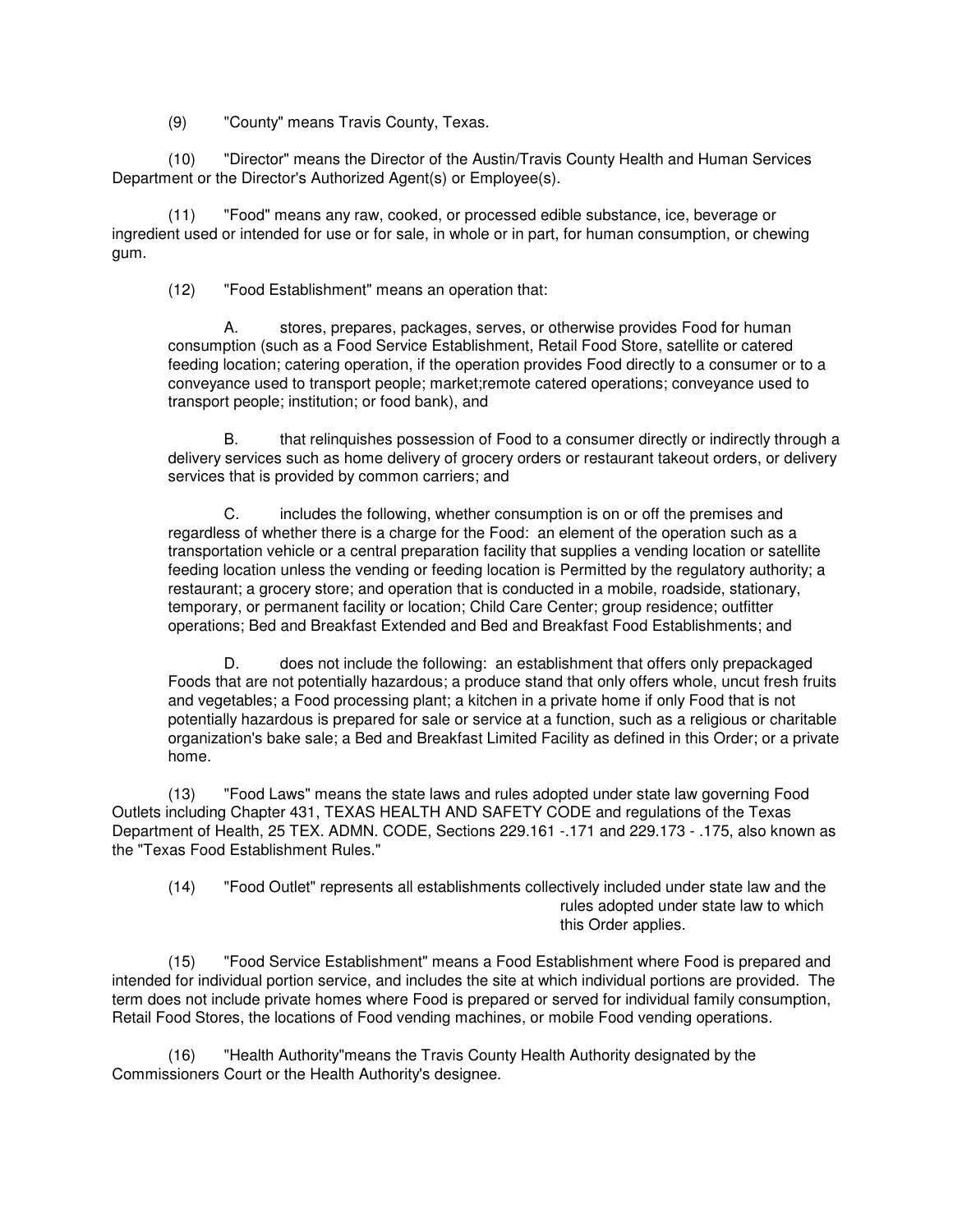(9) "County" means Travis County, Texas.

(10) "Director" means the Director of the Austin/Travis County Health and Human Services Department or the Director's Authorized Agent(s) or Employee(s).

(11) "Food" means any raw, cooked, or processed edible substance, ice, beverage or ingredient used or intended for use or for sale, in whole or in part, for human consumption, or chewing gum.

(12) "Food Establishment" means an operation that:

A. stores, prepares, packages, serves, or otherwise provides Food for human consumption (such as a Food Service Establishment, Retail Food Store, satellite or catered feeding location; catering operation, if the operation provides Food directly to a consumer or to a conveyance used to transport people; market;remote catered operations; conveyance used to transport people; institution; or food bank), and

B. that relinquishes possession of Food to a consumer directly or indirectly through a delivery services such as home delivery of grocery orders or restaurant takeout orders, or delivery services that is provided by common carriers; and

C. includes the following, whether consumption is on or off the premises and regardless of whether there is a charge for the Food: an element of the operation such as a transportation vehicle or a central preparation facility that supplies a vending location or satellite feeding location unless the vending or feeding location is Permitted by the regulatory authority; a restaurant; a grocery store; and operation that is conducted in a mobile, roadside, stationary, temporary, or permanent facility or location; Child Care Center; group residence; outfitter operations; Bed and Breakfast Extended and Bed and Breakfast Food Establishments; and

D. does not include the following: an establishment that offers only prepackaged Foods that are not potentially hazardous; a produce stand that only offers whole, uncut fresh fruits and vegetables; a Food processing plant; a kitchen in a private home if only Food that is not potentially hazardous is prepared for sale or service at a function, such as a religious or charitable organization's bake sale; a Bed and Breakfast Limited Facility as defined in this Order; or a private home.

(13) "Food Laws" means the state laws and rules adopted under state law governing Food Outlets including Chapter 431, TEXAS HEALTH AND SAFETY CODE and regulations of the Texas Department of Health, 25 TEX. ADMN. CODE, Sections 229.161 -.171 and 229.173 - .175, also known as the "Texas Food Establishment Rules."

(14) "Food Outlet" represents all establishments collectively included under state law and the rules adopted under state law to which this Order applies.

(15) "Food Service Establishment" means a Food Establishment where Food is prepared and intended for individual portion service, and includes the site at which individual portions are provided. The term does not include private homes where Food is prepared or served for individual family consumption, Retail Food Stores, the locations of Food vending machines, or mobile Food vending operations.

(16) "Health Authority"means the Travis County Health Authority designated by the Commissioners Court or the Health Authority's designee.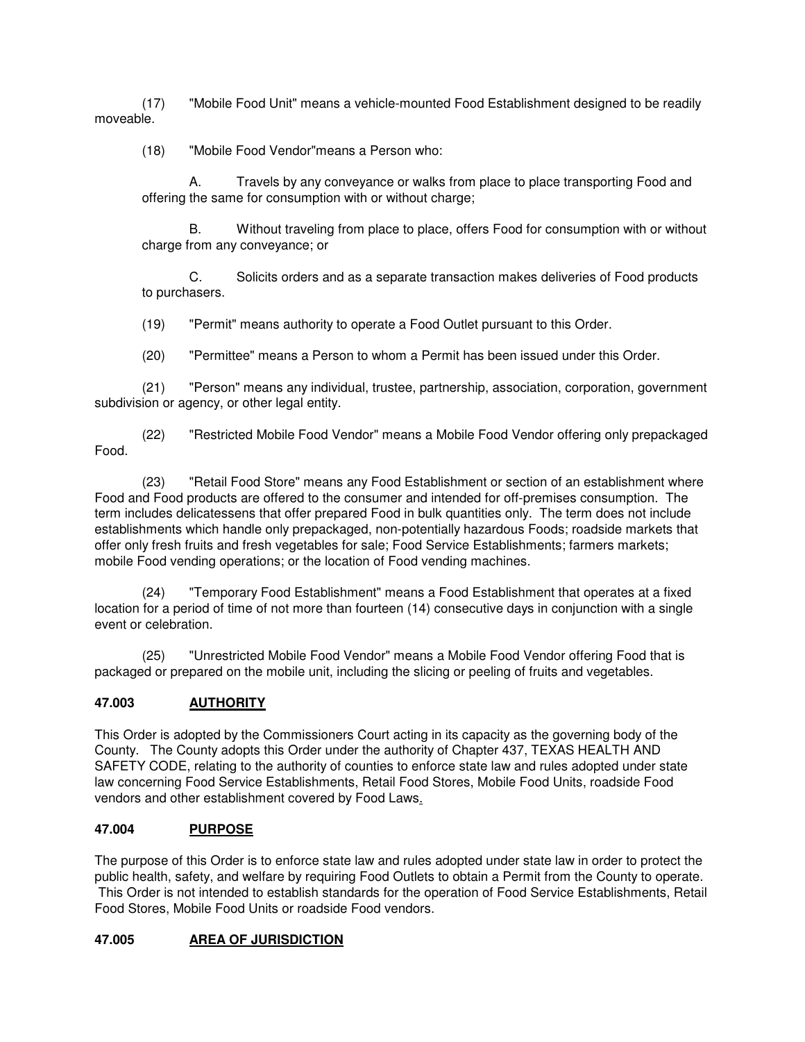(17) "Mobile Food Unit" means a vehicle-mounted Food Establishment designed to be readily moveable.

(18) "Mobile Food Vendor"means a Person who:

A. Travels by any conveyance or walks from place to place transporting Food and offering the same for consumption with or without charge;

B. Without traveling from place to place, offers Food for consumption with or without charge from any conveyance; or

C. Solicits orders and as a separate transaction makes deliveries of Food products to purchasers.

(19) "Permit" means authority to operate a Food Outlet pursuant to this Order.

(20) "Permittee" means a Person to whom a Permit has been issued under this Order.

(21) "Person" means any individual, trustee, partnership, association, corporation, government subdivision or agency, or other legal entity.

(22) "Restricted Mobile Food Vendor" means a Mobile Food Vendor offering only prepackaged Food.

(23) "Retail Food Store" means any Food Establishment or section of an establishment where Food and Food products are offered to the consumer and intended for off-premises consumption. The term includes delicatessens that offer prepared Food in bulk quantities only. The term does not include establishments which handle only prepackaged, non-potentially hazardous Foods; roadside markets that offer only fresh fruits and fresh vegetables for sale; Food Service Establishments; farmers markets; mobile Food vending operations; or the location of Food vending machines.

(24) "Temporary Food Establishment" means a Food Establishment that operates at a fixed location for a period of time of not more than fourteen (14) consecutive days in conjunction with a single event or celebration.

(25) "Unrestricted Mobile Food Vendor" means a Mobile Food Vendor offering Food that is packaged or prepared on the mobile unit, including the slicing or peeling of fruits and vegetables.

## 47.003 AUTHORITY

This Order is adopted by the Commissioners Court acting in its capacity as the governing body of the County. The County adopts this Order under the authority of Chapter 437, TEXAS HEALTH AND SAFETY CODE, relating to the authority of counties to enforce state law and rules adopted under state law concerning Food Service Establishments, Retail Food Stores, Mobile Food Units, roadside Food vendors and other establishment covered by Food Laws.

## 47.004 PURPOSE

The purpose of this Order is to enforce state law and rules adopted under state law in order to protect the public health, safety, and welfare by requiring Food Outlets to obtain a Permit from the County to operate. This Order is not intended to establish standards for the operation of Food Service Establishments, Retail Food Stores, Mobile Food Units or roadside Food vendors.

## 47.005 AREA OF JURISDICTION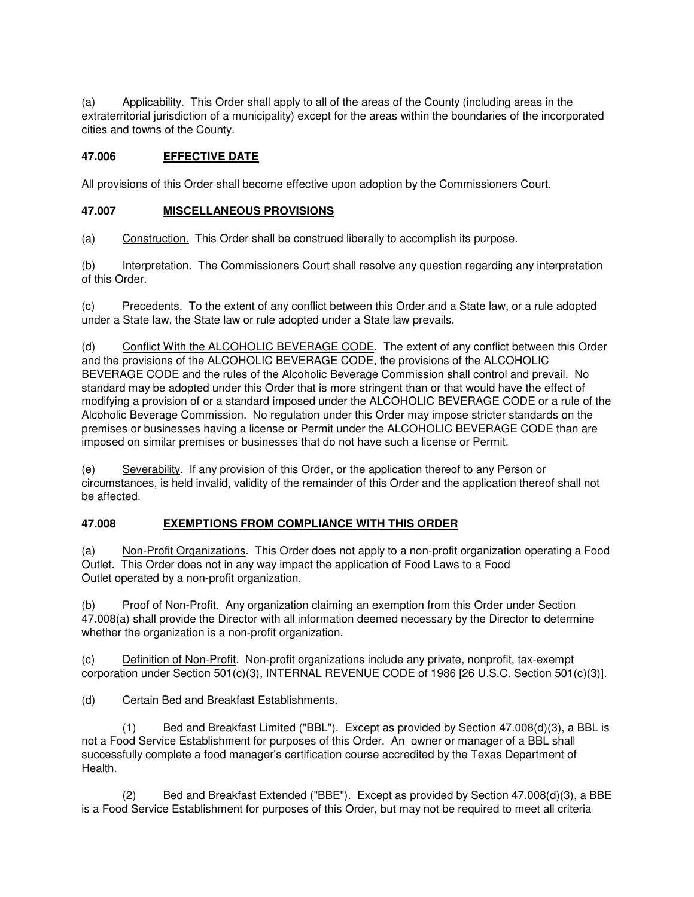(a) Applicability. This Order shall apply to all of the areas of the County (including areas in the extraterritorial jurisdiction of a municipality) except for the areas within the boundaries of the incorporated cities and towns of the County.

### 47.006 EFFECTIVE DATE

All provisions of this Order shall become effective upon adoption by the Commissioners Court.

### 47.007 MISCELLANEOUS PROVISIONS

(a) Construction. This Order shall be construed liberally to accomplish its purpose.

(b) Interpretation. The Commissioners Court shall resolve any question regarding any interpretation of this Order.

(c) Precedents. To the extent of any conflict between this Order and a State law, or a rule adopted under a State law, the State law or rule adopted under a State law prevails.

(d) Conflict With the ALCOHOLIC BEVERAGE CODE. The extent of any conflict between this Order and the provisions of the ALCOHOLIC BEVERAGE CODE, the provisions of the ALCOHOLIC BEVERAGE CODE and the rules of the Alcoholic Beverage Commission shall control and prevail. No standard may be adopted under this Order that is more stringent than or that would have the effect of modifying a provision of or a standard imposed under the ALCOHOLIC BEVERAGE CODE or a rule of the Alcoholic Beverage Commission. No regulation under this Order may impose stricter standards on the premises or businesses having a license or Permit under the ALCOHOLIC BEVERAGE CODE than are imposed on similar premises or businesses that do not have such a license or Permit.

(e) Severability. If any provision of this Order, or the application thereof to any Person or circumstances, is held invalid, validity of the remainder of this Order and the application thereof shall not be affected.

### 47.008 EXEMPTIONS FROM COMPLIANCE WITH THIS ORDER

(a) Non-Profit Organizations. This Order does not apply to a non-profit organization operating a Food Outlet. This Order does not in any way impact the application of Food Laws to a Food Outlet operated by a non-profit organization.

(b) Proof of Non-Profit. Any organization claiming an exemption from this Order under Section 47.008(a) shall provide the Director with all information deemed necessary by the Director to determine whether the organization is a non-profit organization.

(c) Definition of Non-Profit. Non-profit organizations include any private, nonprofit, tax-exempt corporation under Section 501(c)(3), INTERNAL REVENUE CODE of 1986 [26 U.S.C. Section 501(c)(3)].

(d) Certain Bed and Breakfast Establishments.

(1) Bed and Breakfast Limited ("BBL"). Except as provided by Section 47.008(d)(3), a BBL is not a Food Service Establishment for purposes of this Order. An owner or manager of a BBL shall successfully complete a food manager's certification course accredited by the Texas Department of Health.

(2) Bed and Breakfast Extended ("BBE"). Except as provided by Section 47.008(d)(3), a BBE is a Food Service Establishment for purposes of this Order, but may not be required to meet all criteria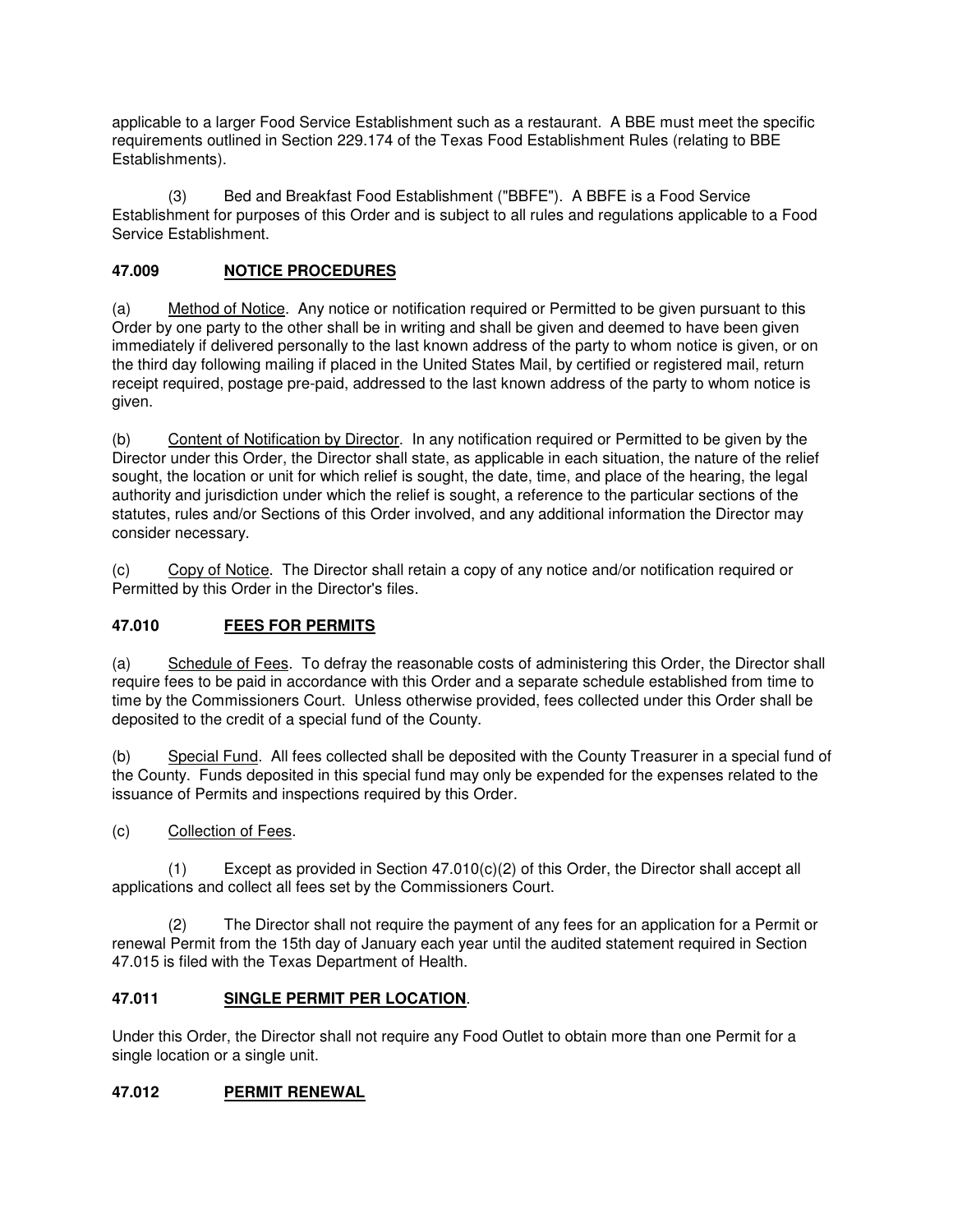applicable to a larger Food Service Establishment such as a restaurant. A BBE must meet the specific requirements outlined in Section 229.174 of the Texas Food Establishment Rules (relating to BBE Establishments).

(3) Bed and Breakfast Food Establishment ("BBFE"). A BBFE is a Food Service Establishment for purposes of this Order and is subject to all rules and regulations applicable to a Food Service Establishment.

## 47.009 NOTICE PROCEDURES

(a) Method of Notice. Any notice or notification required or Permitted to be given pursuant to this Order by one party to the other shall be in writing and shall be given and deemed to have been given immediately if delivered personally to the last known address of the party to whom notice is given, or on the third day following mailing if placed in the United States Mail, by certified or registered mail, return receipt required, postage pre-paid, addressed to the last known address of the party to whom notice is given.

(b) Content of Notification by Director. In any notification required or Permitted to be given by the Director under this Order, the Director shall state, as applicable in each situation, the nature of the relief sought, the location or unit for which relief is sought, the date, time, and place of the hearing, the legal authority and jurisdiction under which the relief is sought, a reference to the particular sections of the statutes, rules and/or Sections of this Order involved, and any additional information the Director may consider necessary.

(c) Copy of Notice. The Director shall retain a copy of any notice and/or notification required or Permitted by this Order in the Director's files.

## 47.010 FEES FOR PERMITS

(a) Schedule of Fees. To defray the reasonable costs of administering this Order, the Director shall require fees to be paid in accordance with this Order and a separate schedule established from time to time by the Commissioners Court. Unless otherwise provided, fees collected under this Order shall be deposited to the credit of a special fund of the County.

(b) Special Fund. All fees collected shall be deposited with the County Treasurer in a special fund of the County. Funds deposited in this special fund may only be expended for the expenses related to the issuance of Permits and inspections required by this Order.

(c) Collection of Fees.

(1) Except as provided in Section 47.010(c)(2) of this Order, the Director shall accept all applications and collect all fees set by the Commissioners Court.

(2) The Director shall not require the payment of any fees for an application for a Permit or renewal Permit from the 15th day of January each year until the audited statement required in Section 47.015 is filed with the Texas Department of Health.

## 47.011 SINGLE PERMIT PER LOCATION.

Under this Order, the Director shall not require any Food Outlet to obtain more than one Permit for a single location or a single unit.

## 47.012 PERMIT RENEWAL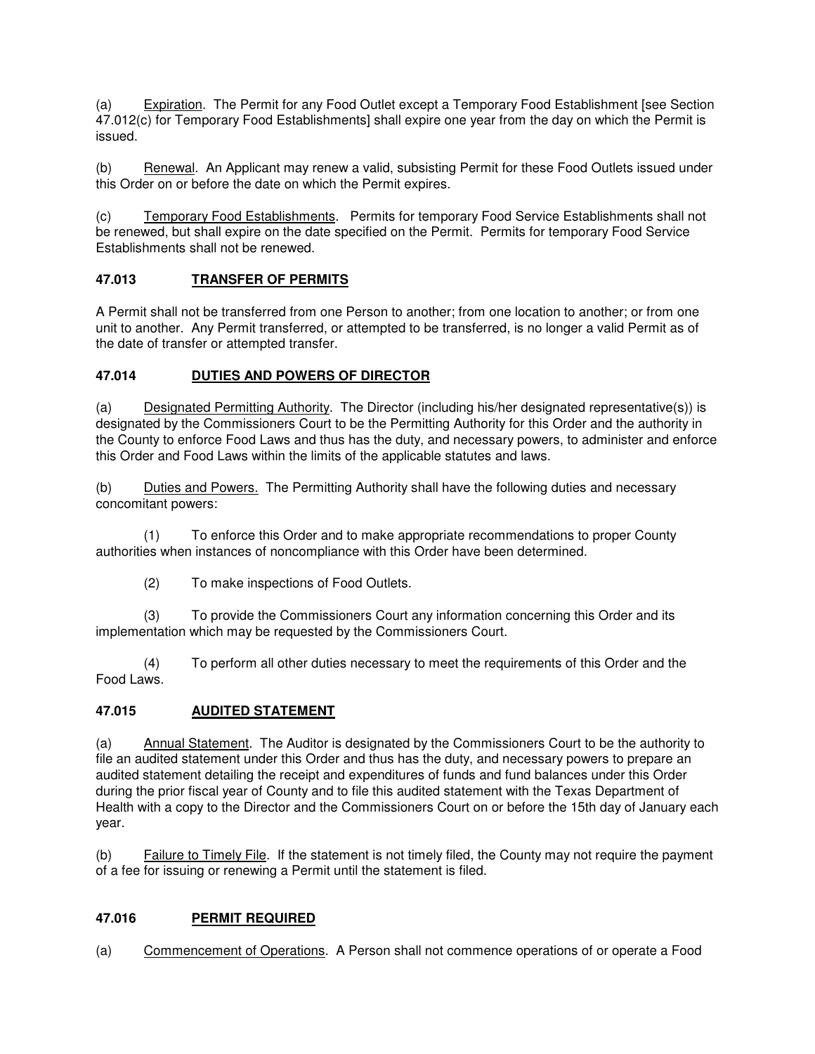(a) Expiration. The Permit for any Food Outlet except a Temporary Food Establishment [see Section 47.012(c) for Temporary Food Establishments] shall expire one year from the day on which the Permit is issued.

(b) Renewal. An Applicant may renew a valid, subsisting Permit for these Food Outlets issued under this Order on or before the date on which the Permit expires.

(c) Temporary Food Establishments. Permits for temporary Food Service Establishments shall not be renewed, but shall expire on the date specified on the Permit. Permits for temporary Food Service Establishments shall not be renewed.

## 47.013 TRANSFER OF PERMITS

A Permit shall not be transferred from one Person to another; from one location to another; or from one unit to another. Any Permit transferred, or attempted to be transferred, is no longer a valid Permit as of the date of transfer or attempted transfer.

## 47.014 DUTIES AND POWERS OF DIRECTOR

(a) Designated Permitting Authority. The Director (including his/her designated representative(s)) is designated by the Commissioners Court to be the Permitting Authority for this Order and the authority in the County to enforce Food Laws and thus has the duty, and necessary powers, to administer and enforce this Order and Food Laws within the limits of the applicable statutes and laws.

(b) Duties and Powers. The Permitting Authority shall have the following duties and necessary concomitant powers:

(1) To enforce this Order and to make appropriate recommendations to proper County authorities when instances of noncompliance with this Order have been determined.

(2) To make inspections of Food Outlets.

(3) To provide the Commissioners Court any information concerning this Order and its implementation which may be requested by the Commissioners Court.

(4) To perform all other duties necessary to meet the requirements of this Order and the Food Laws.

## 47.015 AUDITED STATEMENT

(a) Annual Statement. The Auditor is designated by the Commissioners Court to be the authority to file an audited statement under this Order and thus has the duty, and necessary powers to prepare an audited statement detailing the receipt and expenditures of funds and fund balances under this Order during the prior fiscal year of County and to file this audited statement with the Texas Department of Health with a copy to the Director and the Commissioners Court on or before the 15th day of January each year.

(b) Failure to Timely File. If the statement is not timely filed, the County may not require the payment of a fee for issuing or renewing a Permit until the statement is filed.

## 47.016 PERMIT REQUIRED

(a) Commencement of Operations. A Person shall not commence operations of or operate a Food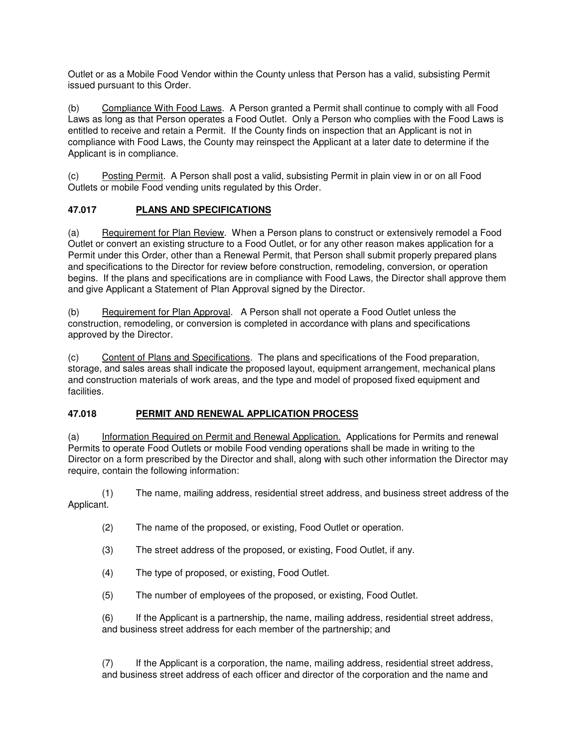Outlet or as a Mobile Food Vendor within the County unless that Person has a valid, subsisting Permit issued pursuant to this Order.

(b) Compliance With Food Laws. A Person granted a Permit shall continue to comply with all Food Laws as long as that Person operates a Food Outlet. Only a Person who complies with the Food Laws is entitled to receive and retain a Permit. If the County finds on inspection that an Applicant is not in compliance with Food Laws, the County may reinspect the Applicant at a later date to determine if the Applicant is in compliance.

(c) Posting Permit. A Person shall post a valid, subsisting Permit in plain view in or on all Food Outlets or mobile Food vending units regulated by this Order.

### 47.017 PLANS AND SPECIFICATIONS

(a) Requirement for Plan Review. When a Person plans to construct or extensively remodel a Food Outlet or convert an existing structure to a Food Outlet, or for any other reason makes application for a Permit under this Order, other than a Renewal Permit, that Person shall submit properly prepared plans and specifications to the Director for review before construction, remodeling, conversion, or operation begins. If the plans and specifications are in compliance with Food Laws, the Director shall approve them and give Applicant a Statement of Plan Approval signed by the Director.

(b) Requirement for Plan Approval. A Person shall not operate a Food Outlet unless the construction, remodeling, or conversion is completed in accordance with plans and specifications approved by the Director.

(c) Content of Plans and Specifications. The plans and specifications of the Food preparation, storage, and sales areas shall indicate the proposed layout, equipment arrangement, mechanical plans and construction materials of work areas, and the type and model of proposed fixed equipment and facilities.

### 47.018 PERMIT AND RENEWAL APPLICATION PROCESS

(a) Information Required on Permit and Renewal Application. Applications for Permits and renewal Permits to operate Food Outlets or mobile Food vending operations shall be made in writing to the Director on a form prescribed by the Director and shall, along with such other information the Director may require, contain the following information:

(1) The name, mailing address, residential street address, and business street address of the Applicant.

(2) The name of the proposed, or existing, Food Outlet or operation.

(3) The street address of the proposed, or existing, Food Outlet, if any.

(4) The type of proposed, or existing, Food Outlet.

(5) The number of employees of the proposed, or existing, Food Outlet.

(6) If the Applicant is a partnership, the name, mailing address, residential street address, and business street address for each member of the partnership; and

(7) If the Applicant is a corporation, the name, mailing address, residential street address, and business street address of each officer and director of the corporation and the name and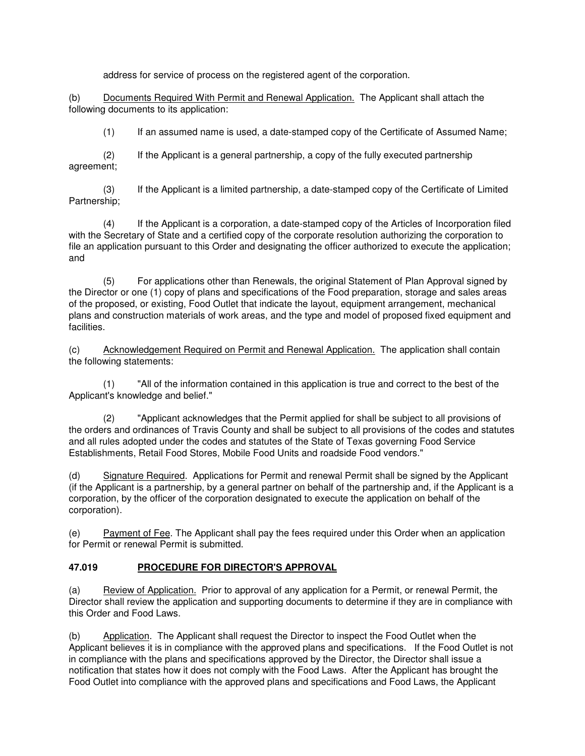address for service of process on the registered agent of the corporation.

(b) Documents Required With Permit and Renewal Application. The Applicant shall attach the following documents to its application:

(1) If an assumed name is used, a date-stamped copy of the Certificate of Assumed Name;

(2) If the Applicant is a general partnership, a copy of the fully executed partnership agreement;

(3) If the Applicant is a limited partnership, a date-stamped copy of the Certificate of Limited Partnership;

(4) If the Applicant is a corporation, a date-stamped copy of the Articles of Incorporation filed with the Secretary of State and a certified copy of the corporate resolution authorizing the corporation to file an application pursuant to this Order and designating the officer authorized to execute the application; and

(5) For applications other than Renewals, the original Statement of Plan Approval signed by the Director or one (1) copy of plans and specifications of the Food preparation, storage and sales areas of the proposed, or existing, Food Outlet that indicate the layout, equipment arrangement, mechanical plans and construction materials of work areas, and the type and model of proposed fixed equipment and facilities.

(c) Acknowledgement Required on Permit and Renewal Application. The application shall contain the following statements:

(1) "All of the information contained in this application is true and correct to the best of the Applicant's knowledge and belief."

(2) "Applicant acknowledges that the Permit applied for shall be subject to all provisions of the orders and ordinances of Travis County and shall be subject to all provisions of the codes and statutes and all rules adopted under the codes and statutes of the State of Texas governing Food Service Establishments, Retail Food Stores, Mobile Food Units and roadside Food vendors."

(d) Signature Required. Applications for Permit and renewal Permit shall be signed by the Applicant (if the Applicant is a partnership, by a general partner on behalf of the partnership and, if the Applicant is a corporation, by the officer of the corporation designated to execute the application on behalf of the corporation).

(e) Payment of Fee. The Applicant shall pay the fees required under this Order when an application for Permit or renewal Permit is submitted.

## 47.019 PROCEDURE FOR DIRECTOR'S APPROVAL

(a) Review of Application. Prior to approval of any application for a Permit, or renewal Permit, the Director shall review the application and supporting documents to determine if they are in compliance with this Order and Food Laws.

(b) Application. The Applicant shall request the Director to inspect the Food Outlet when the Applicant believes it is in compliance with the approved plans and specifications. If the Food Outlet is not in compliance with the plans and specifications approved by the Director, the Director shall issue a notification that states how it does not comply with the Food Laws. After the Applicant has brought the Food Outlet into compliance with the approved plans and specifications and Food Laws, the Applicant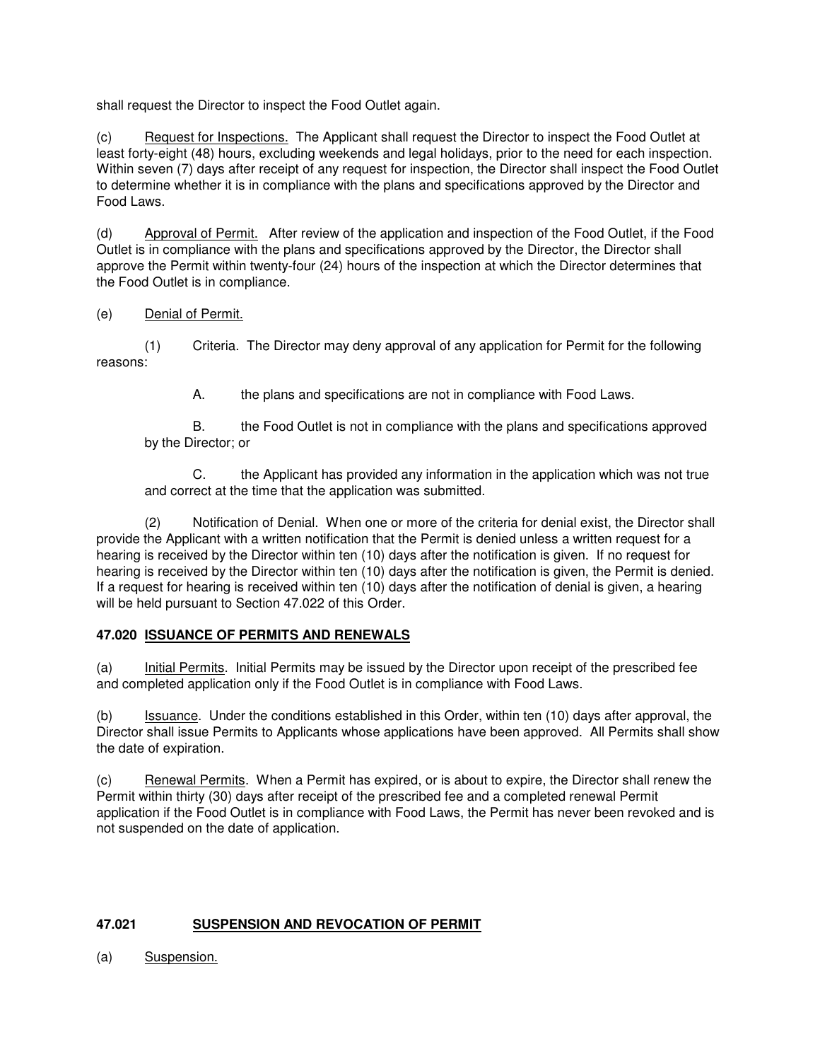shall request the Director to inspect the Food Outlet again.

(c) Request for Inspections. The Applicant shall request the Director to inspect the Food Outlet at least forty-eight (48) hours, excluding weekends and legal holidays, prior to the need for each inspection. Within seven (7) days after receipt of any request for inspection, the Director shall inspect the Food Outlet to determine whether it is in compliance with the plans and specifications approved by the Director and Food Laws.

(d) Approval of Permit. After review of the application and inspection of the Food Outlet, if the Food Outlet is in compliance with the plans and specifications approved by the Director, the Director shall approve the Permit within twenty-four (24) hours of the inspection at which the Director determines that the Food Outlet is in compliance.

(e) Denial of Permit.

(1) Criteria. The Director may deny approval of any application for Permit for the following reasons:

A. the plans and specifications are not in compliance with Food Laws.

B. the Food Outlet is not in compliance with the plans and specifications approved by the Director; or

C. the Applicant has provided any information in the application which was not true and correct at the time that the application was submitted.

(2) Notification of Denial. When one or more of the criteria for denial exist, the Director shall provide the Applicant with a written notification that the Permit is denied unless a written request for a hearing is received by the Director within ten (10) days after the notification is given. If no request for hearing is received by the Director within ten (10) days after the notification is given, the Permit is denied. If a request for hearing is received within ten (10) days after the notification of denial is given, a hearing will be held pursuant to Section 47.022 of this Order.

**47.020 ISSUANCE OF PERMITS AND RENEWALS**

(a) Initial Permits. Initial Permits may be issued by the Director upon receipt of the prescribed fee and completed application only if the Food Outlet is in compliance with Food Laws.

(b) Issuance. Under the conditions established in this Order, within ten (10) days after approval, the Director shall issue Permits to Applicants whose applications have been approved. All Permits shall show the date of expiration.

(c) Renewal Permits. When a Permit has expired, or is about to expire, the Director shall renew the Permit within thirty (30) days after receipt of the prescribed fee and a completed renewal Permit application if the Food Outlet is in compliance with Food Laws, the Permit has never been revoked and is not suspended on the date of application.

**47.021 SUSPENSION AND REVOCATION OF PERMIT**

(a) Suspension.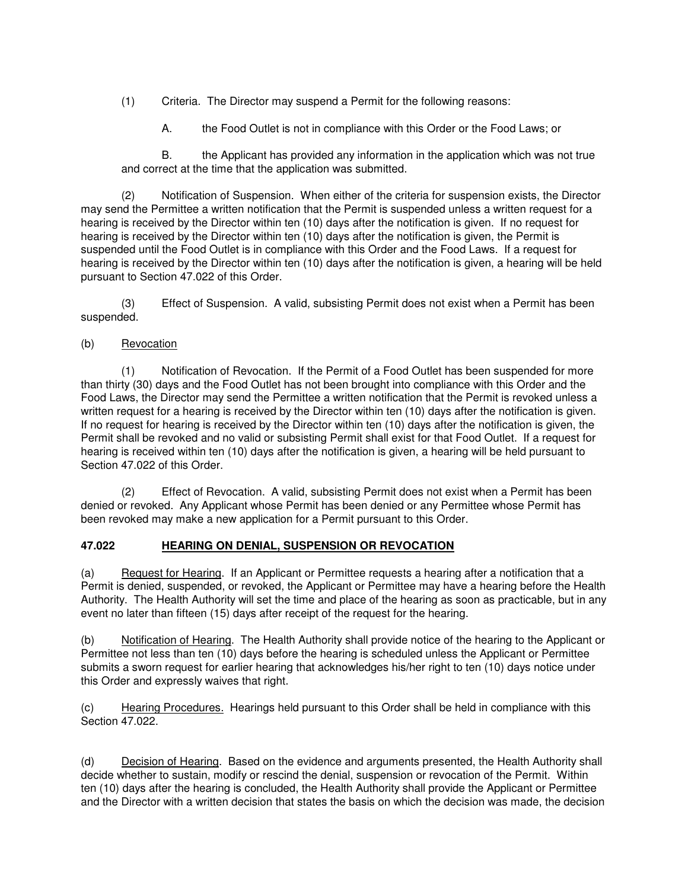(1) Criteria. The Director may suspend a Permit for the following reasons:

A. the Food Outlet is not in compliance with this Order or the Food Laws; or

B. the Applicant has provided any information in the application which was not true and correct at the time that the application was submitted.

(2) Notification of Suspension. When either of the criteria for suspension exists, the Director may send the Permittee a written notification that the Permit is suspended unless a written request for a hearing is received by the Director within ten (10) days after the notification is given. If no request for hearing is received by the Director within ten (10) days after the notification is given, the Permit is suspended until the Food Outlet is in compliance with this Order and the Food Laws. If a request for hearing is received by the Director within ten (10) days after the notification is given, a hearing will be held pursuant to Section 47.022 of this Order.

(3) Effect of Suspension. A valid, subsisting Permit does not exist when a Permit has been suspended.

(b) <u>Revocation</u>

(1) Notification of Revocation. If the Permit of a Food Outlet has been suspended for more than thirty (30) days and the Food Outlet has not been brought into compliance with this Order and the Food Laws, the Director may send the Permittee a written notification that the Permit is revoked unless a written request for a hearing is received by the Director within ten (10) days after the notification is given. If no request for hearing is received by the Director within ten (10) days after the notification is given, the Permit shall be revoked and no valid or subsisting Permit shall exist for that Food Outlet. If a request for hearing is received within ten (10) days after the notification is given, a hearing will be held pursuant to Section 47.022 of this Order.

(2) Effect of Revocation. A valid, subsisting Permit does not exist when a Permit has been denied or revoked. Any Applicant whose Permit has been denied or any Permittee whose Permit has been revoked may make a new application for a Permit pursuant to this Order.

**47.022 <u>HEARING ON DENIAL, SUSPENSION OR REVOCATION</u>**

(a) <u>Request for Hearing</u>. If an Applicant or Permittee requests a hearing after a notification that a Permit is denied, suspended, or revoked, the Applicant or Permittee may have a hearing before the Health Authority. The Health Authority will set the time and place of the hearing as soon as practicable, but in any event no later than fifteen (15) days after receipt of the request for the hearing.

(b) <u>Notification of Hearing</u>. The Health Authority shall provide notice of the hearing to the Applicant or Permittee not less than ten (10) days before the hearing is scheduled unless the Applicant or Permittee submits a sworn request for earlier hearing that acknowledges his/her right to ten (10) days notice under this Order and expressly waives that right.

(c) <u>Hearing Procedures.</u> Hearings held pursuant to this Order shall be held in compliance with this Section 47.022.

(d) <u>Decision of Hearing</u>. Based on the evidence and arguments presented, the Health Authority shall decide whether to sustain, modify or rescind the denial, suspension or revocation of the Permit. Within ten (10) days after the hearing is concluded, the Health Authority shall provide the Applicant or Permittee and the Director with a written decision that states the basis on which the decision was made, the decision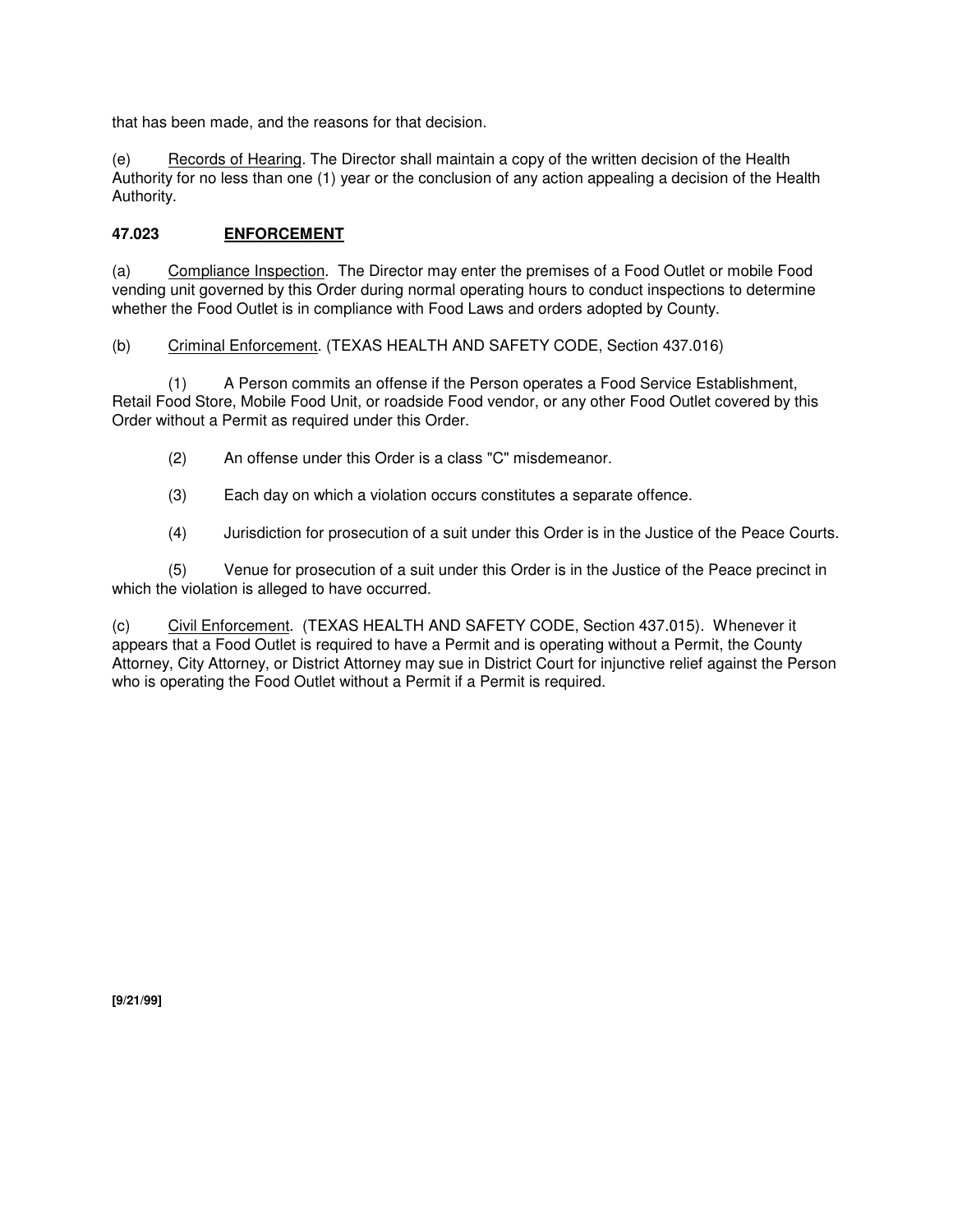that has been made, and the reasons for that decision.

(e) Records of Hearing. The Director shall maintain a copy of the written decision of the Health Authority for no less than one (1) year or the conclusion of any action appealing a decision of the Health Authority.

**47.023 ENFORCEMENT**

(a) Compliance Inspection. The Director may enter the premises of a Food Outlet or mobile Food vending unit governed by this Order during normal operating hours to conduct inspections to determine whether the Food Outlet is in compliance with Food Laws and orders adopted by County.

(b) Criminal Enforcement. (TEXAS HEALTH AND SAFETY CODE, Section 437.016)

(1) A Person commits an offense if the Person operates a Food Service Establishment, Retail Food Store, Mobile Food Unit, or roadside Food vendor, or any other Food Outlet covered by this Order without a Permit as required under this Order.

(2) An offense under this Order is a class "C" misdemeanor.

(3) Each day on which a violation occurs constitutes a separate offence.

(4) Jurisdiction for prosecution of a suit under this Order is in the Justice of the Peace Courts.

(5) Venue for prosecution of a suit under this Order is in the Justice of the Peace precinct in which the violation is alleged to have occurred.

(c) Civil Enforcement. (TEXAS HEALTH AND SAFETY CODE, Section 437.015). Whenever it appears that a Food Outlet is required to have a Permit and is operating without a Permit, the County Attorney, City Attorney, or District Attorney may sue in District Court for injunctive relief against the Person who is operating the Food Outlet without a Permit if a Permit is required.

**[9/21/99]**